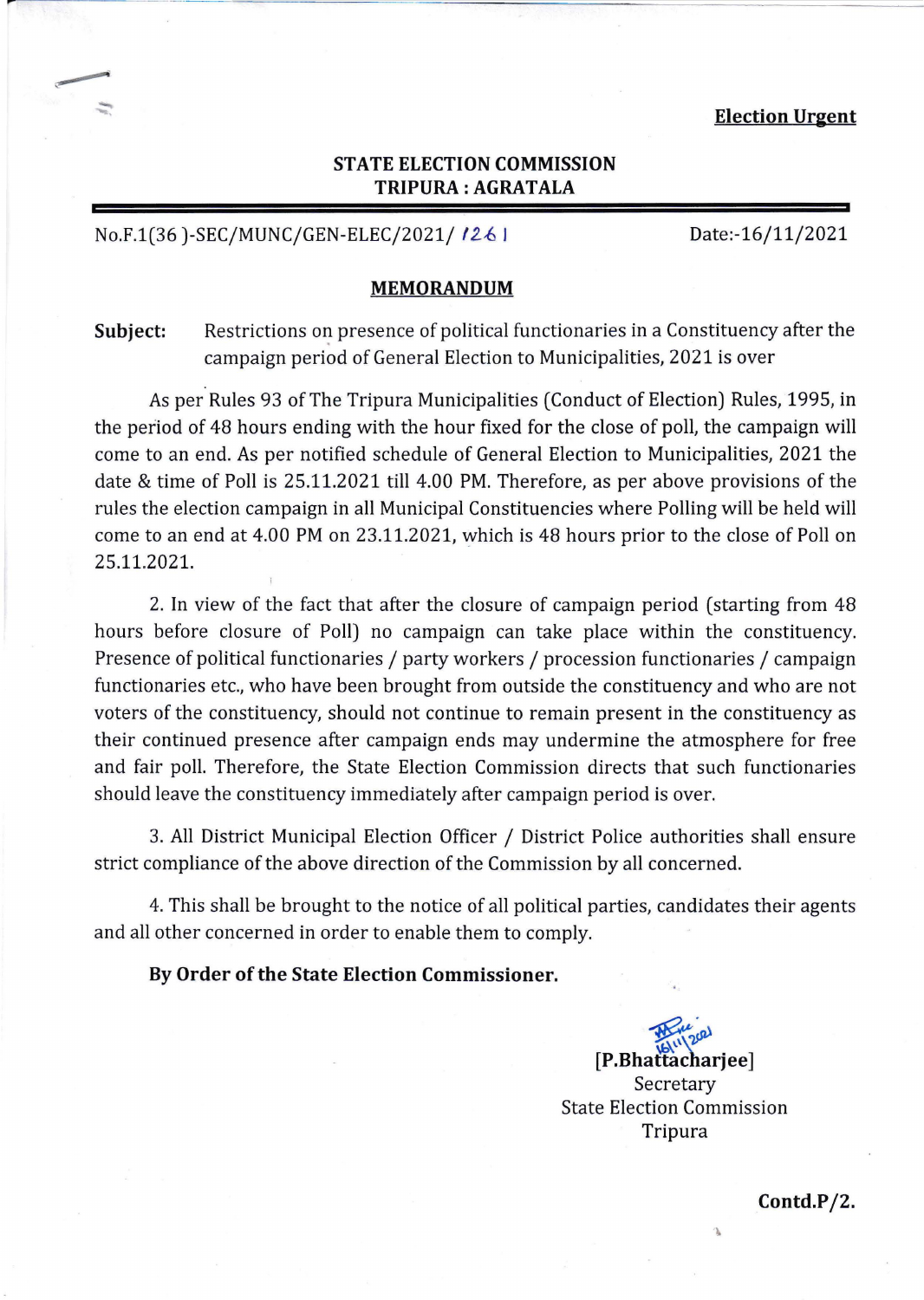**Election Urgent**

**STATE ELECTION COMMISSION**
**TRIPURA : AGRATALA**

No.F.1(36 )-SEC/MUNC/GEN-ELEC/2021/ 1261

Date:-16/11/2021

**MEMORANDUM**

**Subject:** Restrictions on presence of political functionaries in a Constituency after the campaign period of General Election to Municipalities, 2021 is over

As per Rules 93 of The Tripura Municipalities (Conduct of Election) Rules, 1995, in the period of 48 hours ending with the hour fixed for the close of poll, the campaign will come to an end. As per notified schedule of General Election to Municipalities, 2021 the date & time of Poll is 25.11.2021 till 4.00 PM. Therefore, as per above provisions of the rules the election campaign in all Municipal Constituencies where Polling will be held will come to an end at 4.00 PM on 23.11.2021, which is 48 hours prior to the close of Poll on 25.11.2021.

2. In view of the fact that after the closure of campaign period (starting from 48 hours before closure of Poll) no campaign can take place within the constituency. Presence of political functionaries / party workers / procession functionaries / campaign functionaries etc., who have been brought from outside the constituency and who are not voters of the constituency, should not continue to remain present in the constituency as their continued presence after campaign ends may undermine the atmosphere for free and fair poll. Therefore, the State Election Commission directs that such functionaries should leave the constituency immediately after campaign period is over.

3. All District Municipal Election Officer / District Police authorities shall ensure strict compliance of the above direction of the Commission by all concerned.

4. This shall be brought to the notice of all political parties, candidates their agents and all other concerned in order to enable them to comply.

**By Order of the State Election Commissioner.**

16/11/2021

**[P.Bhattacharjee]**
Secretary
State Election Commission
Tripura

**Contd.P/2.**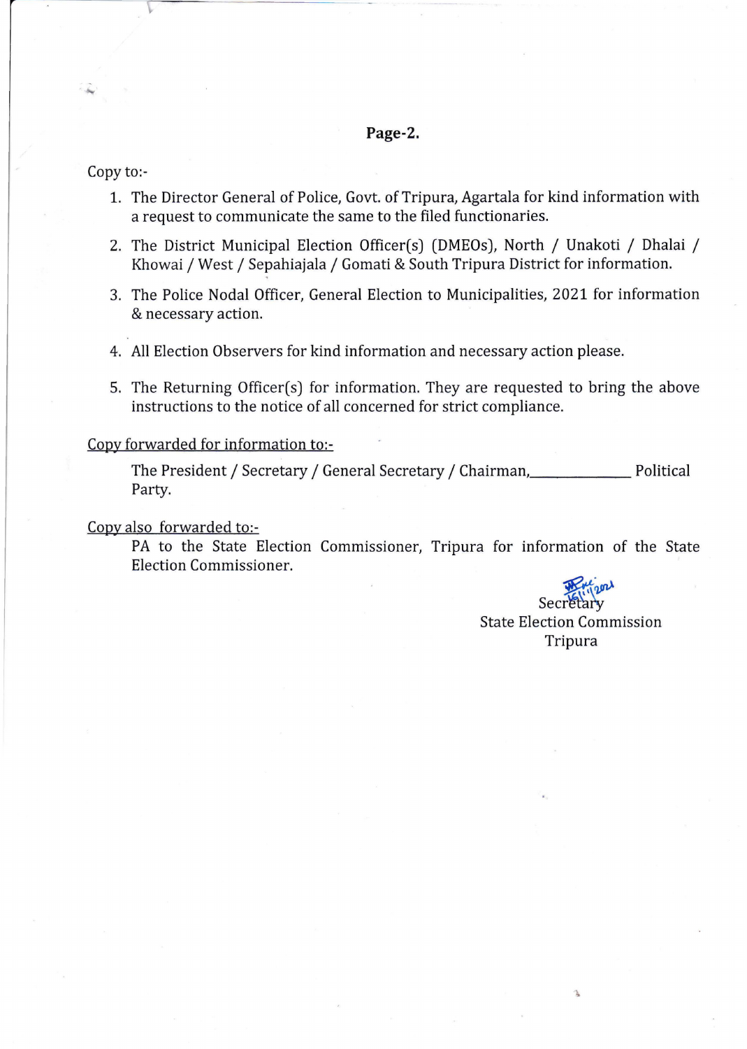**Page-2.**

Copy to:-

1. The Director General of Police, Govt. of Tripura, Agartala for kind information with a request to communicate the same to the filed functionaries.
2. The District Municipal Election Officer(s) (DMEOs), North / Unakoti / Dhalai / Khowai / West / Sepahiajala / Gomati & South Tripura District for information.
3. The Police Nodal Officer, General Election to Municipalities, 2021 for information & necessary action.
4. All Election Observers for kind information and necessary action please.
5. The Returning Officer(s) for information. They are requested to bring the above instructions to the notice of all concerned for strict compliance.

Copy forwarded for information to:-

The President / Secretary / General Secretary / Chairman,____________ Political Party.

Copy also forwarded to:-

PA to the State Election Commissioner, Tripura for information of the State Election Commissioner.

16/11/2021

Secretary
State Election Commission
Tripura